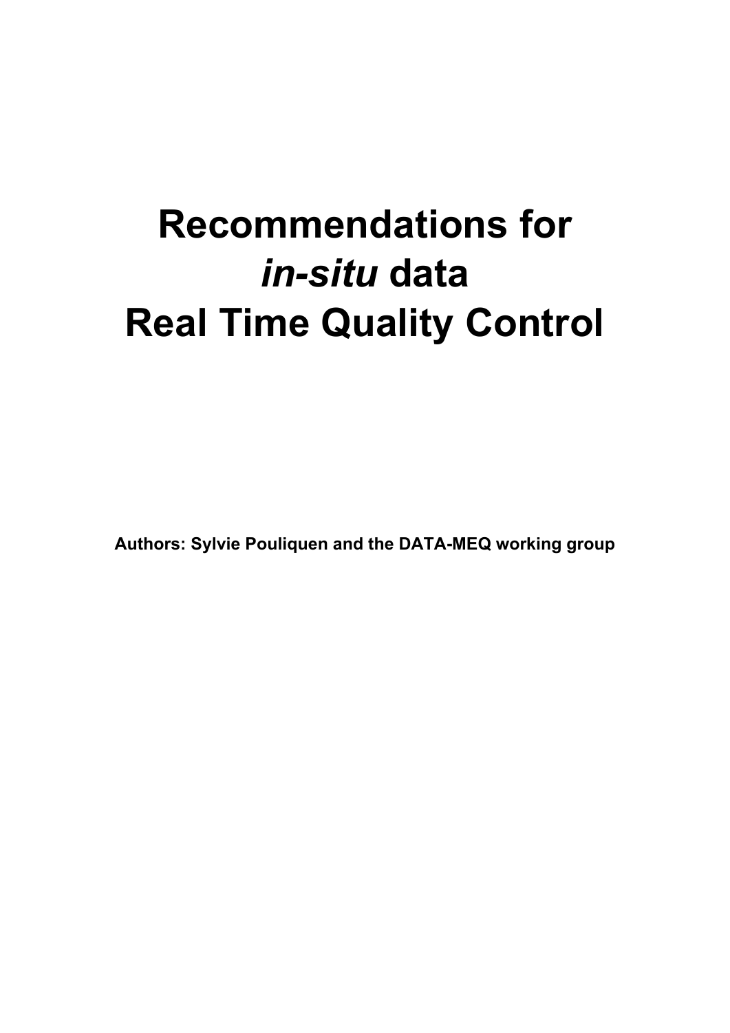# Recommendations for *in-situ* data Real Time Quality Control

**Authors: Sylvie Pouliquen and the DATA-MEQ working group**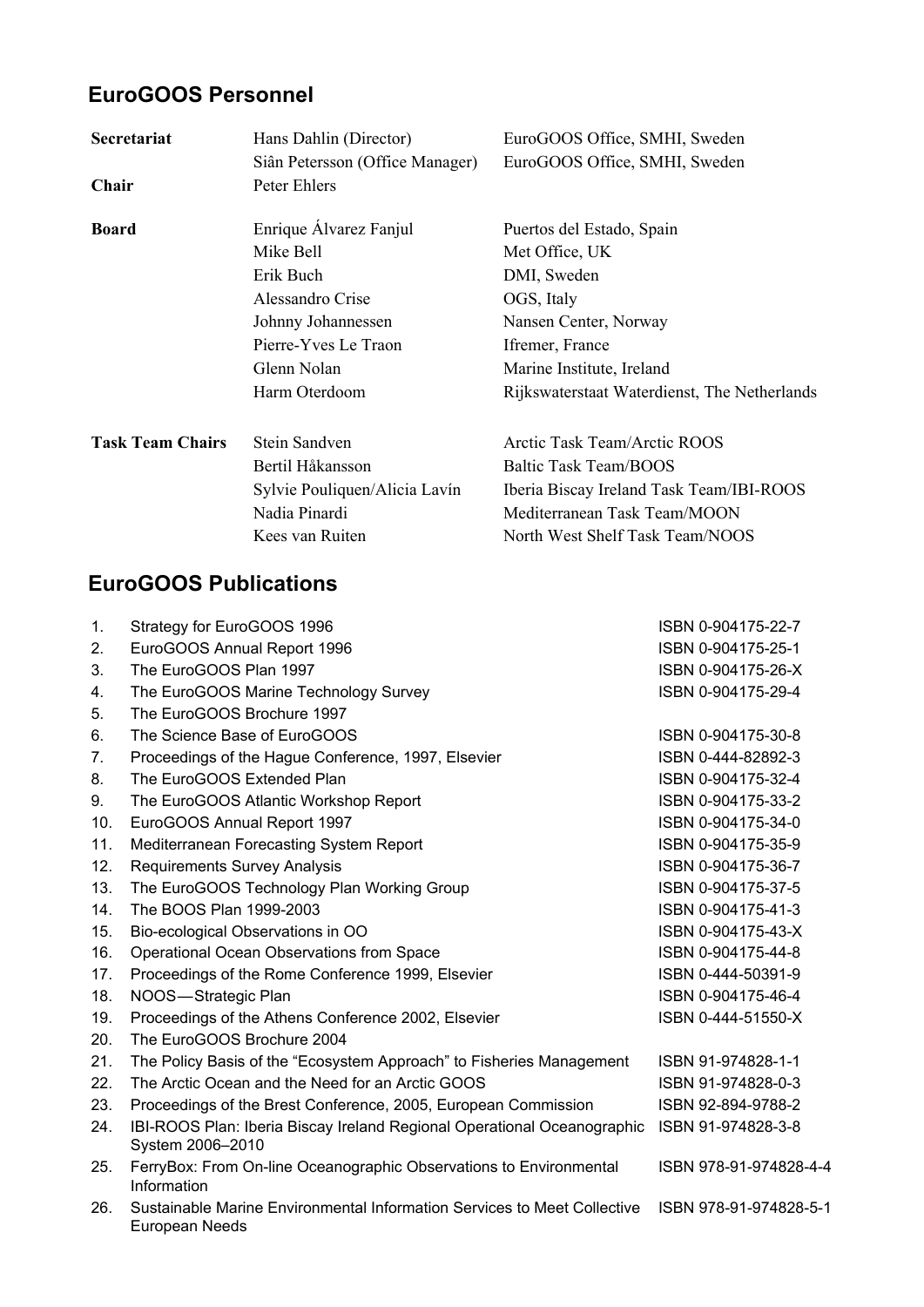## EuroGOOS Personnel

| | | |
|---|---|---|
| **Secretariat** | Hans Dahlin (Director) | EuroGOOS Office, SMHI, Sweden |
| | Siân Petersson (Office Manager) | EuroGOOS Office, SMHI, Sweden |
| **Chair** | Peter Ehlers | |
| **Board** | Enrique Álvarez Fanjul | Puertos del Estado, Spain |
| | Mike Bell | Met Office, UK |
| | Erik Buch | DMI, Sweden |
| | Alessandro Crise | OGS, Italy |
| | Johnny Johannessen | Nansen Center, Norway |
| | Pierre-Yves Le Traon | Ifremer, France |
| | Glenn Nolan | Marine Institute, Ireland |
| | Harm Oterdoom | Rijkswaterstaat Waterdienst, The Netherlands |
| **Task Team Chairs** | Stein Sandven | Arctic Task Team/Arctic ROOS |
| | Bertil Håkansson | Baltic Task Team/BOOS |
| | Sylvie Pouliquen/Alicia Lavín | Iberia Biscay Ireland Task Team/IBI-ROOS |
| | Nadia Pinardi | Mediterranean Task Team/MOON |
| | Kees van Ruiten | North West Shelf Task Team/NOOS |

## EuroGOOS Publications

| No. | Title | ISBN |
|---|---|---|
| 1. | Strategy for EuroGOOS 1996 | ISBN 0-904175-22-7 |
| 2. | EuroGOOS Annual Report 1996 | ISBN 0-904175-25-1 |
| 3. | The EuroGOOS Plan 1997 | ISBN 0-904175-26-X |
| 4. | The EuroGOOS Marine Technology Survey | ISBN 0-904175-29-4 |
| 5. | The EuroGOOS Brochure 1997 | |
| 6. | The Science Base of EuroGOOS | ISBN 0-904175-30-8 |
| 7. | Proceedings of the Hague Conference, 1997, Elsevier | ISBN 0-444-82892-3 |
| 8. | The EuroGOOS Extended Plan | ISBN 0-904175-32-4 |
| 9. | The EuroGOOS Atlantic Workshop Report | ISBN 0-904175-33-2 |
| 10. | EuroGOOS Annual Report 1997 | ISBN 0-904175-34-0 |
| 11. | Mediterranean Forecasting System Report | ISBN 0-904175-35-9 |
| 12. | Requirements Survey Analysis | ISBN 0-904175-36-7 |
| 13. | The EuroGOOS Technology Plan Working Group | ISBN 0-904175-37-5 |
| 14. | The BOOS Plan 1999-2003 | ISBN 0-904175-41-3 |
| 15. | Bio-ecological Observations in OO | ISBN 0-904175-43-X |
| 16. | Operational Ocean Observations from Space | ISBN 0-904175-44-8 |
| 17. | Proceedings of the Rome Conference 1999, Elsevier | ISBN 0-444-50391-9 |
| 18. | NOOS—Strategic Plan | ISBN 0-904175-46-4 |
| 19. | Proceedings of the Athens Conference 2002, Elsevier | ISBN 0-444-51550-X |
| 20. | The EuroGOOS Brochure 2004 | |
| 21. | The Policy Basis of the "Ecosystem Approach" to Fisheries Management | ISBN 91-974828-1-1 |
| 22. | The Arctic Ocean and the Need for an Arctic GOOS | ISBN 91-974828-0-3 |
| 23. | Proceedings of the Brest Conference, 2005, European Commission | ISBN 92-894-9788-2 |
| 24. | IBI-ROOS Plan: Iberia Biscay Ireland Regional Operational Oceanographic System 2006–2010 | ISBN 91-974828-3-8 |
| 25. | FerryBox: From On-line Oceanographic Observations to Environmental Information | ISBN 978-91-974828-4-4 |
| 26. | Sustainable Marine Environmental Information Services to Meet Collective European Needs | ISBN 978-91-974828-5-1 |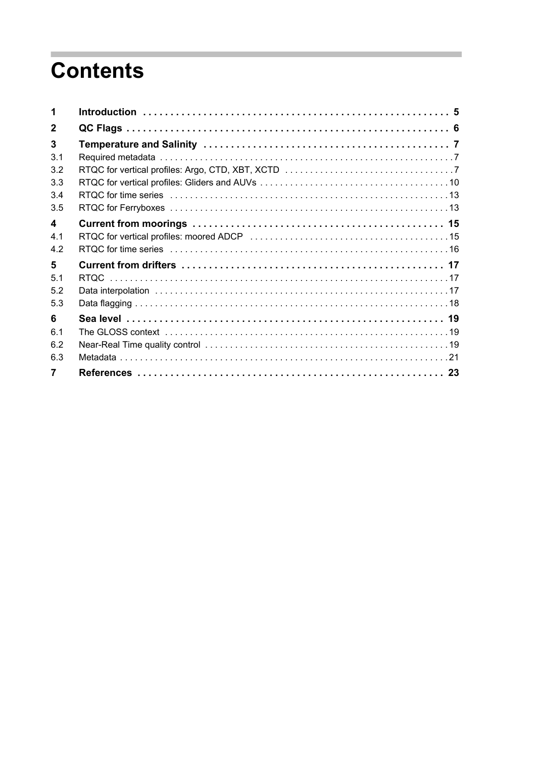# Contents

| | | |
|---|---|---|
| **1** | **Introduction** | **5** |
| **2** | **QC Flags** | **6** |
| **3** | **Temperature and Salinity** | **7** |
| 3.1 | Required metadata | 7 |
| 3.2 | RTQC for vertical profiles: Argo, CTD, XBT, XCTD | 7 |
| 3.3 | RTQC for vertical profiles: Gliders and AUVs | 10 |
| 3.4 | RTQC for time series | 13 |
| 3.5 | RTQC for Ferryboxes | 13 |
| **4** | **Current from moorings** | **15** |
| 4.1 | RTQC for vertical profiles: moored ADCP | 15 |
| 4.2 | RTQC for time series | 16 |
| **5** | **Current from drifters** | **17** |
| 5.1 | RTQC | 17 |
| 5.2 | Data interpolation | 17 |
| 5.3 | Data flagging | 18 |
| **6** | **Sea level** | **19** |
| 6.1 | The GLOSS context | 19 |
| 6.2 | Near-Real Time quality control | 19 |
| 6.3 | Metadata | 21 |
| **7** | **References** | **23** |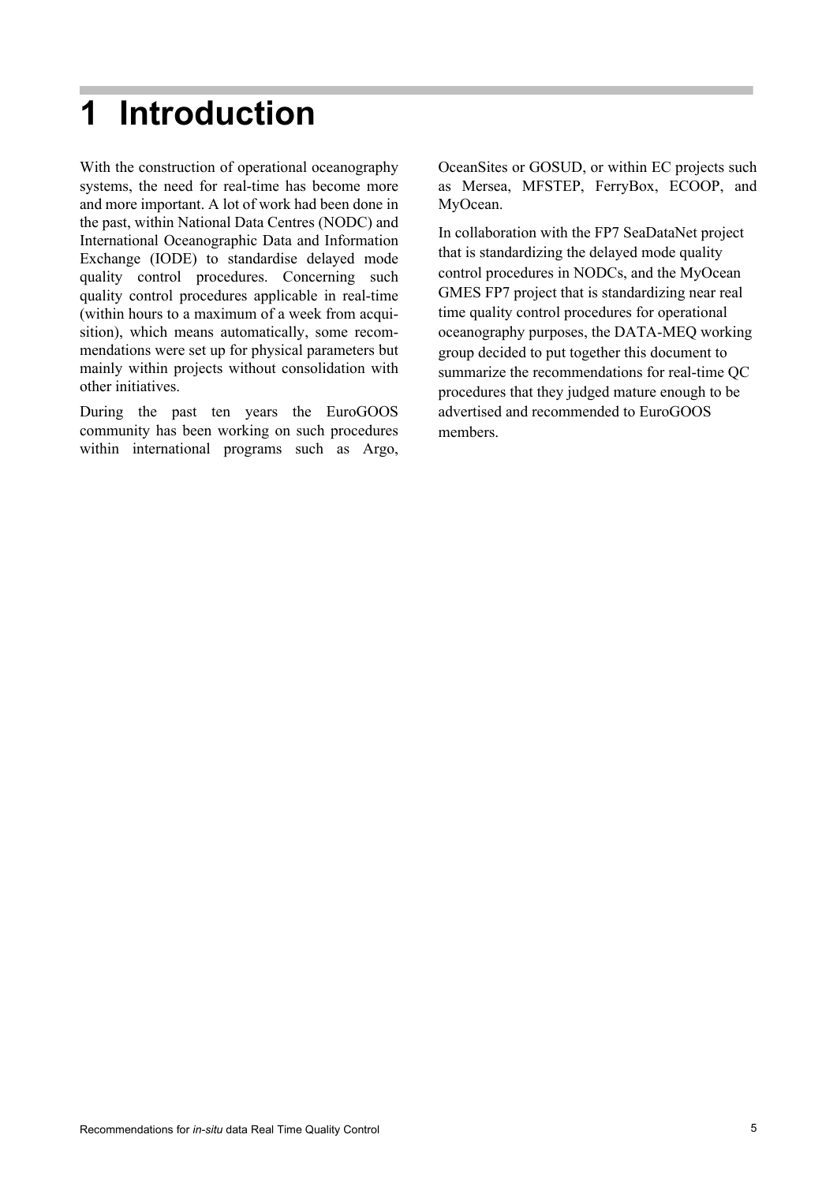# 1 Introduction

With the construction of operational oceanography systems, the need for real-time has become more and more important. A lot of work had been done in the past, within National Data Centres (NODC) and International Oceanographic Data and Information Exchange (IODE) to standardise delayed mode quality control procedures. Concerning such quality control procedures applicable in real-time (within hours to a maximum of a week from acquisition), which means automatically, some recommendations were set up for physical parameters but mainly within projects without consolidation with other initiatives.

During the past ten years the EuroGOOS community has been working on such procedures within international programs such as Argo, OceanSites or GOSUD, or within EC projects such as Mersea, MFSTEP, FerryBox, ECOOP, and MyOcean.

In collaboration with the FP7 SeaDataNet project that is standardizing the delayed mode quality control procedures in NODCs, and the MyOcean GMES FP7 project that is standardizing near real time quality control procedures for operational oceanography purposes, the DATA-MEQ working group decided to put together this document to summarize the recommendations for real-time QC procedures that they judged mature enough to be advertised and recommended to EuroGOOS members.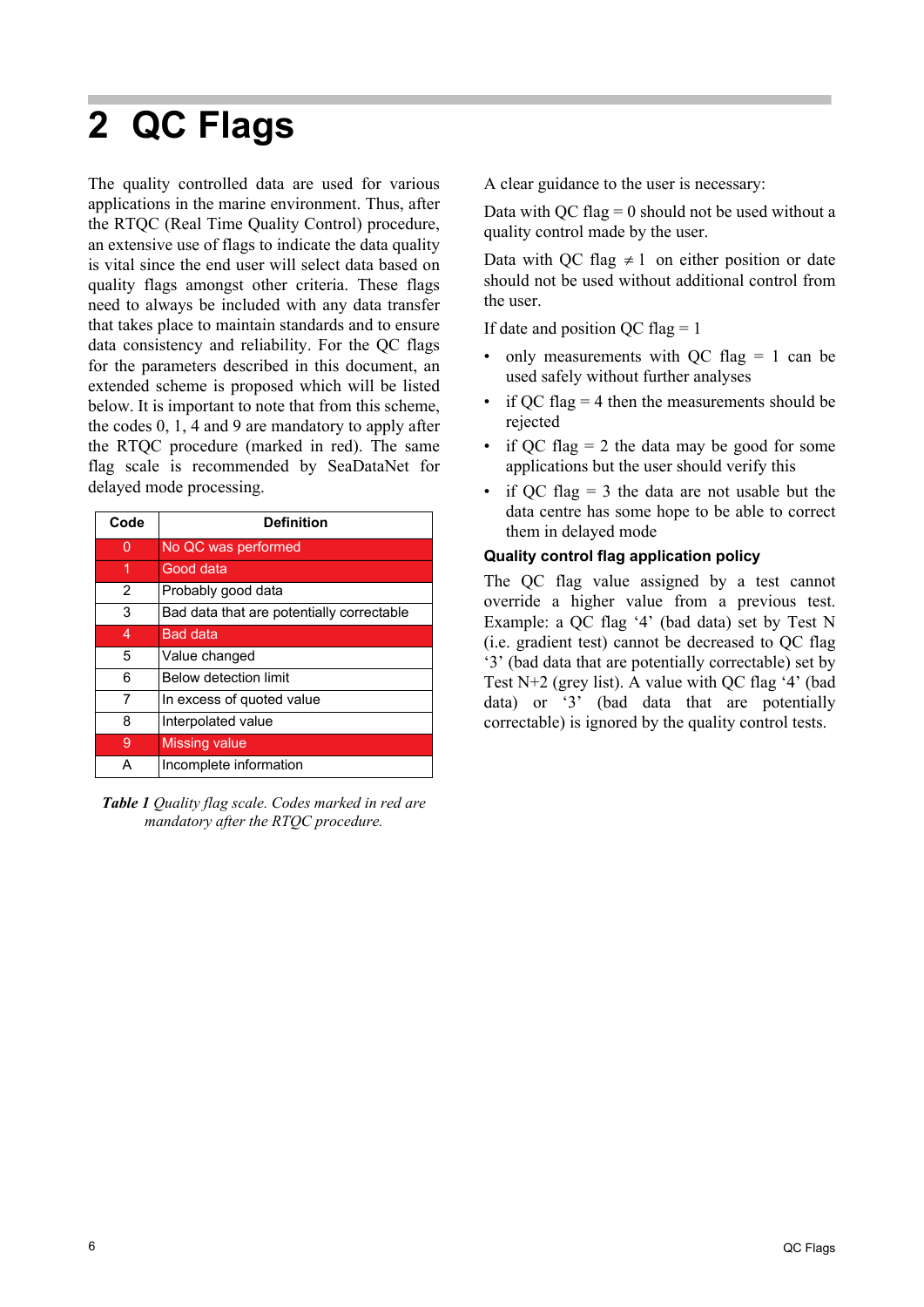# 2 QC Flags

The quality controlled data are used for various applications in the marine environment. Thus, after the RTQC (Real Time Quality Control) procedure, an extensive use of flags to indicate the data quality is vital since the end user will select data based on quality flags amongst other criteria. These flags need to always be included with any data transfer that takes place to maintain standards and to ensure data consistency and reliability. For the QC flags for the parameters described in this document, an extended scheme is proposed which will be listed below. It is important to note that from this scheme, the codes 0, 1, 4 and 9 are mandatory to apply after the RTQC procedure (marked in red). The same flag scale is recommended by SeaDataNet for delayed mode processing.

| Code | Definition |
|---|---|
| 0 | No QC was performed |
| 1 | Good data |
| 2 | Probably good data |
| 3 | Bad data that are potentially correctable |
| 4 | Bad data |
| 5 | Value changed |
| 6 | Below detection limit |
| 7 | In excess of quoted value |
| 8 | Interpolated value |
| 9 | Missing value |
| A | Incomplete information |

***Table 1** Quality flag scale. Codes marked in red are mandatory after the RTQC procedure.*

A clear guidance to the user is necessary:

Data with QC flag = 0 should not be used without a quality control made by the user.

Data with QC flag $\neq 1$ on either position or date should not be used without additional control from the user.

If date and position QC flag = 1

- only measurements with QC flag = 1 can be used safely without further analyses
- if QC flag = 4 then the measurements should be rejected
- if QC flag = 2 the data may be good for some applications but the user should verify this
- if QC flag = 3 the data are not usable but the data centre has some hope to be able to correct them in delayed mode

### Quality control flag application policy

The QC flag value assigned by a test cannot override a higher value from a previous test. Example: a QC flag '4' (bad data) set by Test N (i.e. gradient test) cannot be decreased to QC flag '3' (bad data that are potentially correctable) set by Test N+2 (grey list). A value with QC flag '4' (bad data) or '3' (bad data that are potentially correctable) is ignored by the quality control tests.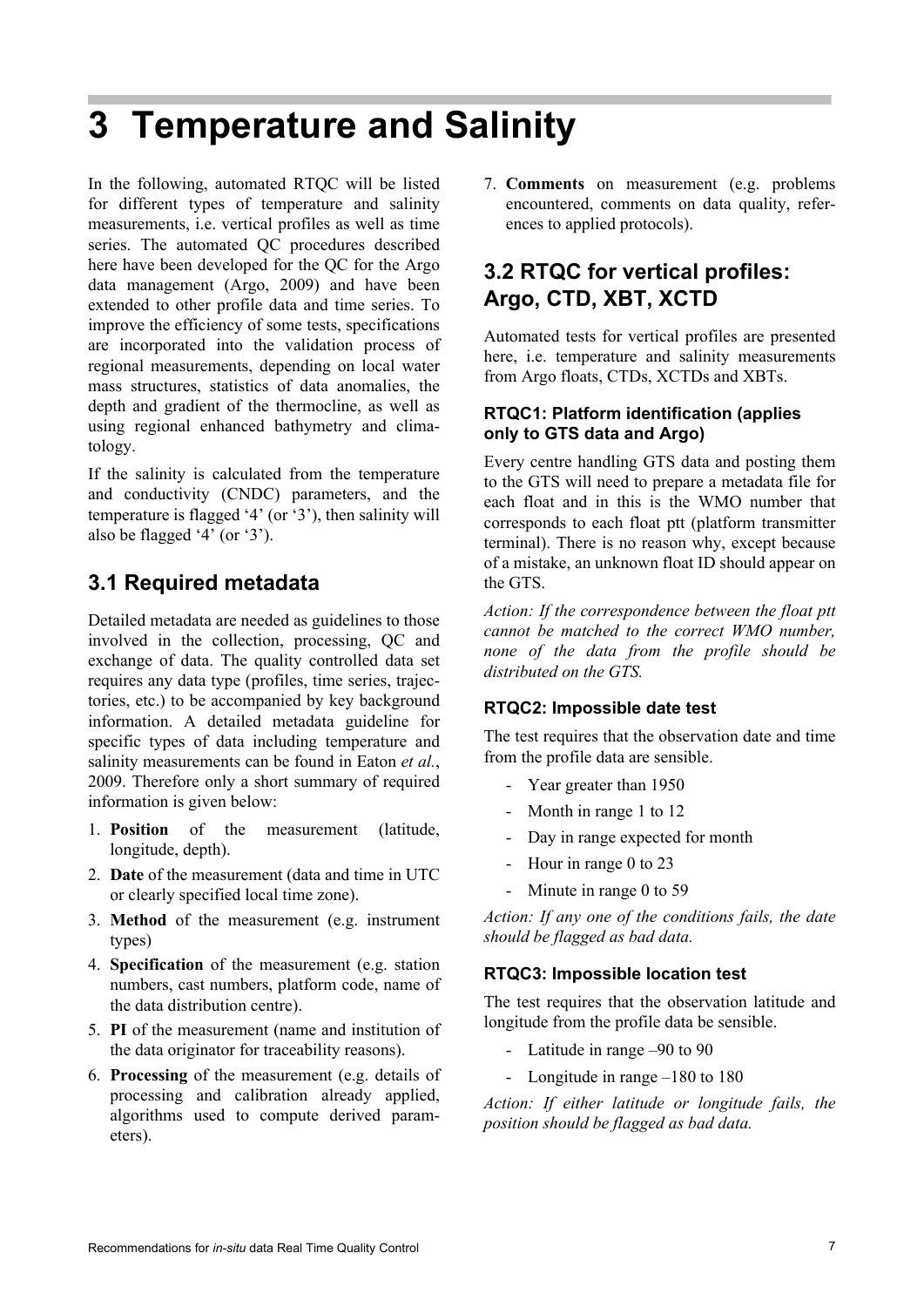# 3 Temperature and Salinity

In the following, automated RTQC will be listed for different types of temperature and salinity measurements, i.e. vertical profiles as well as time series. The automated QC procedures described here have been developed for the QC for the Argo data management (Argo, 2009) and have been extended to other profile data and time series. To improve the efficiency of some tests, specifications are incorporated into the validation process of regional measurements, depending on local water mass structures, statistics of data anomalies, the depth and gradient of the thermocline, as well as using regional enhanced bathymetry and climatology.

If the salinity is calculated from the temperature and conductivity (CNDC) parameters, and the temperature is flagged '4' (or '3'), then salinity will also be flagged '4' (or '3').

## 3.1 Required metadata

Detailed metadata are needed as guidelines to those involved in the collection, processing, QC and exchange of data. The quality controlled data set requires any data type (profiles, time series, trajectories, etc.) to be accompanied by key background information. A detailed metadata guideline for specific types of data including temperature and salinity measurements can be found in Eaton *et al.*, 2009. Therefore only a short summary of required information is given below:

1. **Position** of the measurement (latitude, longitude, depth).
2. **Date** of the measurement (data and time in UTC or clearly specified local time zone).
3. **Method** of the measurement (e.g. instrument types)
4. **Specification** of the measurement (e.g. station numbers, cast numbers, platform code, name of the data distribution centre).
5. **PI** of the measurement (name and institution of the data originator for traceability reasons).
6. **Processing** of the measurement (e.g. details of processing and calibration already applied, algorithms used to compute derived parameters).
7. **Comments** on measurement (e.g. problems encountered, comments on data quality, references to applied protocols).

## 3.2 RTQC for vertical profiles: Argo, CTD, XBT, XCTD

Automated tests for vertical profiles are presented here, i.e. temperature and salinity measurements from Argo floats, CTDs, XCTDs and XBTs.

### RTQC1: Platform identification (applies only to GTS data and Argo)

Every centre handling GTS data and posting them to the GTS will need to prepare a metadata file for each float and in this is the WMO number that corresponds to each float ptt (platform transmitter terminal). There is no reason why, except because of a mistake, an unknown float ID should appear on the GTS.

*Action: If the correspondence between the float ptt cannot be matched to the correct WMO number, none of the data from the profile should be distributed on the GTS.*

### RTQC2: Impossible date test

The test requires that the observation date and time from the profile data are sensible.

- Year greater than 1950
- Month in range 1 to 12
- Day in range expected for month
- Hour in range 0 to 23
- Minute in range 0 to 59

*Action: If any one of the conditions fails, the date should be flagged as bad data.*

### RTQC3: Impossible location test

The test requires that the observation latitude and longitude from the profile data be sensible.

- Latitude in range –90 to 90
- Longitude in range –180 to 180

*Action: If either latitude or longitude fails, the position should be flagged as bad data.*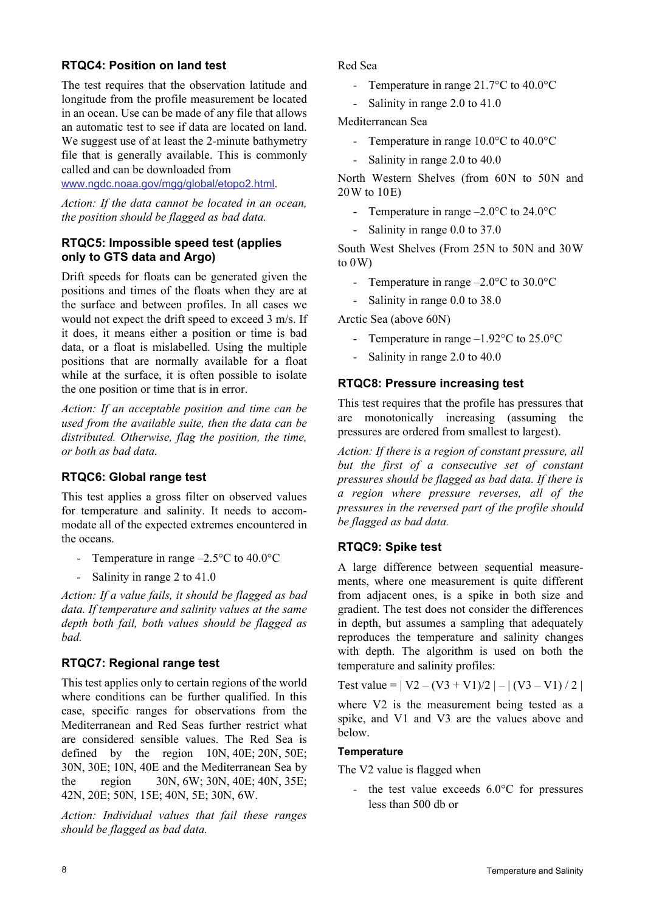### RTQC4: Position on land test

The test requires that the observation latitude and longitude from the profile measurement be located in an ocean. Use can be made of any file that allows an automatic test to see if data are located on land. We suggest use of at least the 2-minute bathymetry file that is generally available. This is commonly called and can be downloaded from www.ngdc.noaa.gov/mgg/global/etopo2.html.

*Action: If the data cannot be located in an ocean, the position should be flagged as bad data.*

### RTQC5: Impossible speed test (applies only to GTS data and Argo)

Drift speeds for floats can be generated given the positions and times of the floats when they are at the surface and between profiles. In all cases we would not expect the drift speed to exceed 3 m/s. If it does, it means either a position or time is bad data, or a float is mislabelled. Using the multiple positions that are normally available for a float while at the surface, it is often possible to isolate the one position or time that is in error.

*Action: If an acceptable position and time can be used from the available suite, then the data can be distributed. Otherwise, flag the position, the time, or both as bad data.*

### RTQC6: Global range test

This test applies a gross filter on observed values for temperature and salinity. It needs to accommodate all of the expected extremes encountered in the oceans.

- Temperature in range –2.5°C to 40.0°C
- Salinity in range 2 to 41.0

*Action: If a value fails, it should be flagged as bad data. If temperature and salinity values at the same depth both fail, both values should be flagged as bad.*

### RTQC7: Regional range test

This test applies only to certain regions of the world where conditions can be further qualified. In this case, specific ranges for observations from the Mediterranean and Red Seas further restrict what are considered sensible values. The Red Sea is defined by the region 10N, 40E; 20N, 50E; 30N, 30E; 10N, 40E and the Mediterranean Sea by the region 30N, 6W; 30N, 40E; 40N, 35E; 42N, 20E; 50N, 15E; 40N, 5E; 30N, 6W.

*Action: Individual values that fail these ranges should be flagged as bad data.*

Red Sea

- Temperature in range 21.7°C to 40.0°C
- Salinity in range 2.0 to 41.0

Mediterranean Sea

- Temperature in range 10.0°C to 40.0°C
- Salinity in range 2.0 to 40.0

North Western Shelves (from 60N to 50N and 20W to 10E)

- Temperature in range –2.0°C to 24.0°C
- Salinity in range 0.0 to 37.0

South West Shelves (From 25N to 50N and 30W to 0W)

- Temperature in range –2.0°C to 30.0°C
- Salinity in range 0.0 to 38.0

Arctic Sea (above 60N)

- Temperature in range –1.92°C to 25.0°C
- Salinity in range 2.0 to 40.0

### RTQC8: Pressure increasing test

This test requires that the profile has pressures that are monotonically increasing (assuming the pressures are ordered from smallest to largest).

*Action: If there is a region of constant pressure, all but the first of a consecutive set of constant pressures should be flagged as bad data. If there is a region where pressure reverses, all of the pressures in the reversed part of the profile should be flagged as bad data.*

### RTQC9: Spike test

A large difference between sequential measurements, where one measurement is quite different from adjacent ones, is a spike in both size and gradient. The test does not consider the differences in depth, but assumes a sampling that adequately reproduces the temperature and salinity changes with depth. The algorithm is used on both the temperature and salinity profiles:

Test value = $| V2 – (V3 + V1)/2 | – | (V3 – V1) / 2 |$

where V2 is the measurement being tested as a spike, and V1 and V3 are the values above and below.

#### Temperature

The V2 value is flagged when

- the test value exceeds 6.0°C for pressures less than 500 db or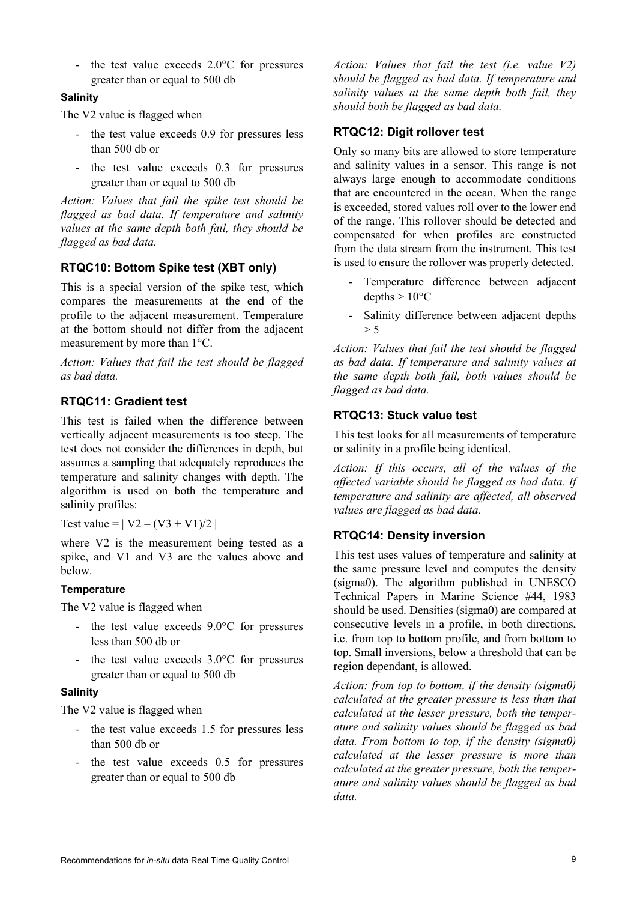- the test value exceeds 2.0°C for pressures greater than or equal to 500 db

#### Salinity

The V2 value is flagged when

- the test value exceeds 0.9 for pressures less than 500 db or
- the test value exceeds 0.3 for pressures greater than or equal to 500 db

*Action: Values that fail the spike test should be flagged as bad data. If temperature and salinity values at the same depth both fail, they should be flagged as bad data.*

### RTQC10: Bottom Spike test (XBT only)

This is a special version of the spike test, which compares the measurements at the end of the profile to the adjacent measurement. Temperature at the bottom should not differ from the adjacent measurement by more than 1°C.

*Action: Values that fail the test should be flagged as bad data.*

### RTQC11: Gradient test

This test is failed when the difference between vertically adjacent measurements is too steep. The test does not consider the differences in depth, but assumes a sampling that adequately reproduces the temperature and salinity changes with depth. The algorithm is used on both the temperature and salinity profiles:

Test value = $| V2 – (V3 + V1)/2 |$

where V2 is the measurement being tested as a spike, and V1 and V3 are the values above and below.

#### Temperature

The V2 value is flagged when

- the test value exceeds 9.0°C for pressures less than 500 db or
- the test value exceeds 3.0°C for pressures greater than or equal to 500 db

#### Salinity

The V2 value is flagged when

- the test value exceeds 1.5 for pressures less than 500 db or
- the test value exceeds 0.5 for pressures greater than or equal to 500 db

*Action: Values that fail the test (i.e. value V2) should be flagged as bad data. If temperature and salinity values at the same depth both fail, they should both be flagged as bad data.*

### RTQC12: Digit rollover test

Only so many bits are allowed to store temperature and salinity values in a sensor. This range is not always large enough to accommodate conditions that are encountered in the ocean. When the range is exceeded, stored values roll over to the lower end of the range. This rollover should be detected and compensated for when profiles are constructed from the data stream from the instrument. This test is used to ensure the rollover was properly detected.

- Temperature difference between adjacent depths > 10°C
- Salinity difference between adjacent depths > 5

*Action: Values that fail the test should be flagged as bad data. If temperature and salinity values at the same depth both fail, both values should be flagged as bad data.*

### RTQC13: Stuck value test

This test looks for all measurements of temperature or salinity in a profile being identical.

*Action: If this occurs, all of the values of the affected variable should be flagged as bad data. If temperature and salinity are affected, all observed values are flagged as bad data.*

### RTQC14: Density inversion

This test uses values of temperature and salinity at the same pressure level and computes the density (sigma0). The algorithm published in UNESCO Technical Papers in Marine Science #44, 1983 should be used. Densities (sigma0) are compared at consecutive levels in a profile, in both directions, i.e. from top to bottom profile, and from bottom to top. Small inversions, below a threshold that can be region dependant, is allowed.

*Action: from top to bottom, if the density (sigma0) calculated at the greater pressure is less than that calculated at the lesser pressure, both the temperature and salinity values should be flagged as bad data. From bottom to top, if the density (sigma0) calculated at the lesser pressure is more than calculated at the greater pressure, both the temperature and salinity values should be flagged as bad data.*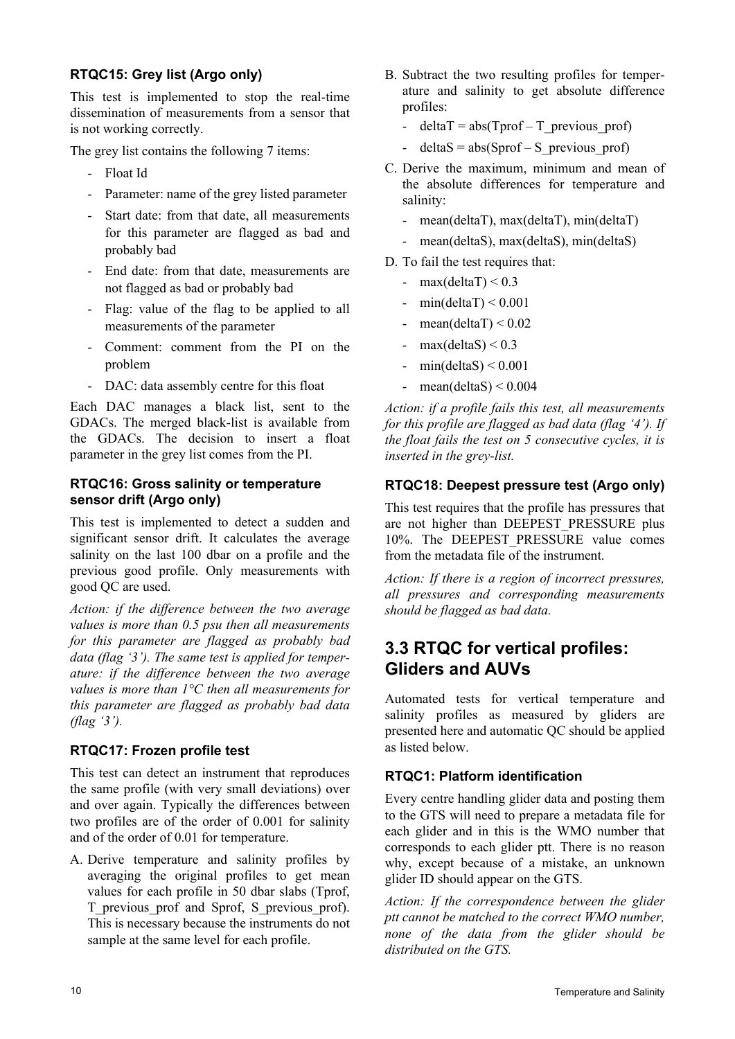### RTQC15: Grey list (Argo only)

This test is implemented to stop the real-time dissemination of measurements from a sensor that is not working correctly.

The grey list contains the following 7 items:

- Float Id
- Parameter: name of the grey listed parameter
- Start date: from that date, all measurements for this parameter are flagged as bad and probably bad
- End date: from that date, measurements are not flagged as bad or probably bad
- Flag: value of the flag to be applied to all measurements of the parameter
- Comment: comment from the PI on the problem
- DAC: data assembly centre for this float

Each DAC manages a black list, sent to the GDACs. The merged black-list is available from the GDACs. The decision to insert a float parameter in the grey list comes from the PI.

### RTQC16: Gross salinity or temperature sensor drift (Argo only)

This test is implemented to detect a sudden and significant sensor drift. It calculates the average salinity on the last 100 dbar on a profile and the previous good profile. Only measurements with good QC are used.

*Action: if the difference between the two average values is more than 0.5 psu then all measurements for this parameter are flagged as probably bad data (flag '3'). The same test is applied for temperature: if the difference between the two average values is more than 1°C then all measurements for this parameter are flagged as probably bad data (flag '3').*

### RTQC17: Frozen profile test

This test can detect an instrument that reproduces the same profile (with very small deviations) over and over again. Typically the differences between two profiles are of the order of 0.001 for salinity and of the order of 0.01 for temperature.

A. Derive temperature and salinity profiles by averaging the original profiles to get mean values for each profile in 50 dbar slabs (Tprof, T_previous_prof and Sprof, S_previous_prof). This is necessary because the instruments do not sample at the same level for each profile.

B. Subtract the two resulting profiles for temperature and salinity to get absolute difference profiles:
   - deltaT = abs(Tprof – T_previous_prof)
   - deltaS = abs(Sprof – S_previous_prof)

C. Derive the maximum, minimum and mean of the absolute differences for temperature and salinity:
   - mean(deltaT), max(deltaT), min(deltaT)
   - mean(deltaS), max(deltaS), min(deltaS)

D. To fail the test requires that:
   - max(deltaT) < 0.3
   - min(deltaT) < 0.001
   - mean(deltaT) < 0.02
   - max(deltaS) < 0.3
   - min(deltaS) < 0.001
   - mean(deltaS) < 0.004

*Action: if a profile fails this test, all measurements for this profile are flagged as bad data (flag '4'). If the float fails the test on 5 consecutive cycles, it is inserted in the grey-list.*

### RTQC18: Deepest pressure test (Argo only)

This test requires that the profile has pressures that are not higher than DEEPEST_PRESSURE plus 10%. The DEEPEST_PRESSURE value comes from the metadata file of the instrument.

*Action: If there is a region of incorrect pressures, all pressures and corresponding measurements should be flagged as bad data.*

## 3.3 RTQC for vertical profiles: Gliders and AUVs

Automated tests for vertical temperature and salinity profiles as measured by gliders are presented here and automatic QC should be applied as listed below.

### RTQC1: Platform identification

Every centre handling glider data and posting them to the GTS will need to prepare a metadata file for each glider and in this is the WMO number that corresponds to each glider ptt. There is no reason why, except because of a mistake, an unknown glider ID should appear on the GTS.

*Action: If the correspondence between the glider ptt cannot be matched to the correct WMO number, none of the data from the glider should be distributed on the GTS.*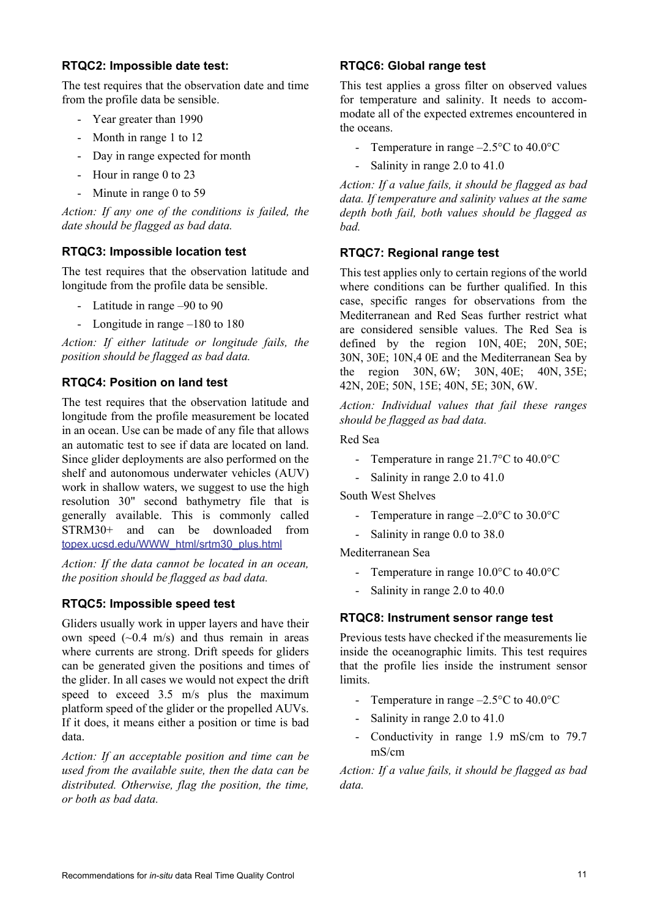### RTQC2: Impossible date test:

The test requires that the observation date and time from the profile data be sensible.

- Year greater than 1990
- Month in range 1 to 12
- Day in range expected for month
- Hour in range 0 to 23
- Minute in range 0 to 59

*Action: If any one of the conditions is failed, the date should be flagged as bad data.*

### RTQC3: Impossible location test

The test requires that the observation latitude and longitude from the profile data be sensible.

- Latitude in range –90 to 90
- Longitude in range –180 to 180

*Action: If either latitude or longitude fails, the position should be flagged as bad data.*

### RTQC4: Position on land test

The test requires that the observation latitude and longitude from the profile measurement be located in an ocean. Use can be made of any file that allows an automatic test to see if data are located on land. Since glider deployments are also performed on the shelf and autonomous underwater vehicles (AUV) work in shallow waters, we suggest to use the high resolution 30" second bathymetry file that is generally available. This is commonly called STRM30+ and can be downloaded from topex.ucsd.edu/WWW_html/srtm30_plus.html

*Action: If the data cannot be located in an ocean, the position should be flagged as bad data.*

### RTQC5: Impossible speed test

Gliders usually work in upper layers and have their own speed (~0.4 m/s) and thus remain in areas where currents are strong. Drift speeds for gliders can be generated given the positions and times of the glider. In all cases we would not expect the drift speed to exceed 3.5 m/s plus the maximum platform speed of the glider or the propelled AUVs. If it does, it means either a position or time is bad data.

*Action: If an acceptable position and time can be used from the available suite, then the data can be distributed. Otherwise, flag the position, the time, or both as bad data.*

### RTQC6: Global range test

This test applies a gross filter on observed values for temperature and salinity. It needs to accommodate all of the expected extremes encountered in the oceans.

- Temperature in range –2.5°C to 40.0°C
- Salinity in range 2.0 to 41.0

*Action: If a value fails, it should be flagged as bad data. If temperature and salinity values at the same depth both fail, both values should be flagged as bad.*

### RTQC7: Regional range test

This test applies only to certain regions of the world where conditions can be further qualified. In this case, specific ranges for observations from the Mediterranean and Red Seas further restrict what are considered sensible values. The Red Sea is defined by the region 10N, 40E; 20N, 50E; 30N, 30E; 10N,4 0E and the Mediterranean Sea by the region 30N, 6W; 30N, 40E; 40N, 35E; 42N, 20E; 50N, 15E; 40N, 5E; 30N, 6W.

*Action: Individual values that fail these ranges should be flagged as bad data.*

Red Sea

- Temperature in range 21.7°C to 40.0°C
- Salinity in range 2.0 to 41.0

South West Shelves

- Temperature in range –2.0°C to 30.0°C
- Salinity in range 0.0 to 38.0

Mediterranean Sea

- Temperature in range 10.0°C to 40.0°C
- Salinity in range 2.0 to 40.0

### RTQC8: Instrument sensor range test

Previous tests have checked if the measurements lie inside the oceanographic limits. This test requires that the profile lies inside the instrument sensor limits.

- Temperature in range –2.5°C to 40.0°C
- Salinity in range 2.0 to 41.0
- Conductivity in range 1.9 mS/cm to 79.7 mS/cm

*Action: If a value fails, it should be flagged as bad data.*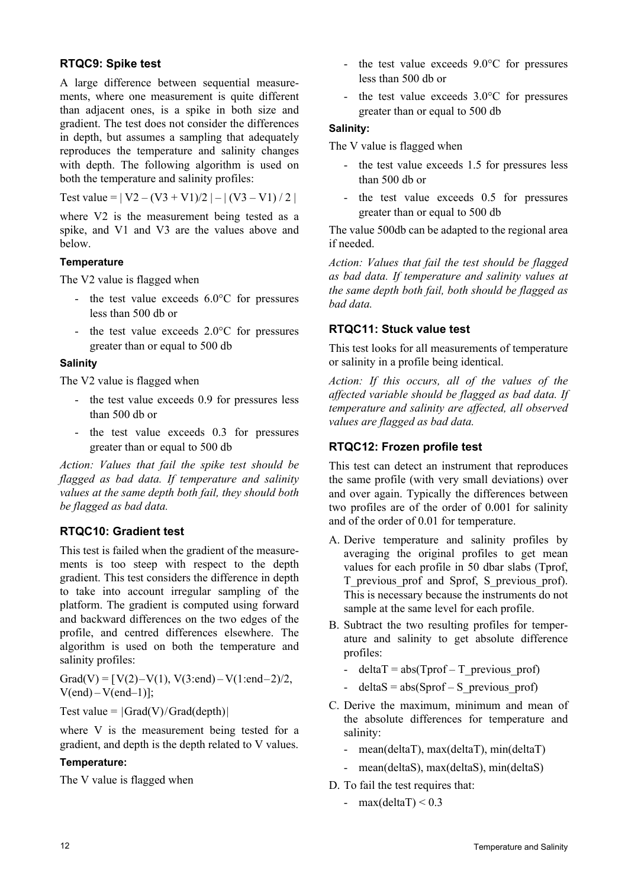### RTQC9: Spike test

A large difference between sequential measurements, where one measurement is quite different than adjacent ones, is a spike in both size and gradient. The test does not consider the differences in depth, but assumes a sampling that adequately reproduces the temperature and salinity changes with depth. The following algorithm is used on both the temperature and salinity profiles:

Test value = $| V2 - (V3 + V1)/2 | - | (V3 - V1) / 2 |$

where V2 is the measurement being tested as a spike, and V1 and V3 are the values above and below.

#### Temperature

The V2 value is flagged when

- the test value exceeds 6.0°C for pressures less than 500 db or
- the test value exceeds 2.0°C for pressures greater than or equal to 500 db

#### Salinity

The V2 value is flagged when

- the test value exceeds 0.9 for pressures less than 500 db or
- the test value exceeds 0.3 for pressures greater than or equal to 500 db

*Action: Values that fail the spike test should be flagged as bad data. If temperature and salinity values at the same depth both fail, they should both be flagged as bad data.*

### RTQC10: Gradient test

This test is failed when the gradient of the measurements is too steep with respect to the depth gradient. This test considers the difference in depth to take into account irregular sampling of the platform. The gradient is computed using forward and backward differences on the two edges of the profile, and centred differences elsewhere. The algorithm is used on both the temperature and salinity profiles:

Grad(V) = [ V(2) – V(1), V(3:end) – V(1:end–2)/2, V(end) – V(end–1)];

Test value = |Grad(V) / Grad(depth)|

where V is the measurement being tested for a gradient, and depth is the depth related to V values.

#### Temperature:

The V value is flagged when

- the test value exceeds 9.0°C for pressures less than 500 db or
- the test value exceeds 3.0°C for pressures greater than or equal to 500 db

#### Salinity:

The V value is flagged when

- the test value exceeds 1.5 for pressures less than 500 db or
- the test value exceeds 0.5 for pressures greater than or equal to 500 db

The value 500db can be adapted to the regional area if needed.

*Action: Values that fail the test should be flagged as bad data. If temperature and salinity values at the same depth both fail, both should be flagged as bad data.*

### RTQC11: Stuck value test

This test looks for all measurements of temperature or salinity in a profile being identical.

*Action: If this occurs, all of the values of the affected variable should be flagged as bad data. If temperature and salinity are affected, all observed values are flagged as bad data.*

### RTQC12: Frozen profile test

This test can detect an instrument that reproduces the same profile (with very small deviations) over and over again. Typically the differences between two profiles are of the order of 0.001 for salinity and of the order of 0.01 for temperature.

A. Derive temperature and salinity profiles by averaging the original profiles to get mean values for each profile in 50 dbar slabs (Tprof, T_previous_prof and Sprof, S_previous_prof). This is necessary because the instruments do not sample at the same level for each profile.

B. Subtract the two resulting profiles for temperature and salinity to get absolute difference profiles:
   - deltaT = abs(Tprof – T_previous_prof)
   - deltaS = abs(Sprof – S_previous_prof)

C. Derive the maximum, minimum and mean of the absolute differences for temperature and salinity:
   - mean(deltaT), max(deltaT), min(deltaT)
   - mean(deltaS), max(deltaS), min(deltaS)

D. To fail the test requires that:
   - max(deltaT) < 0.3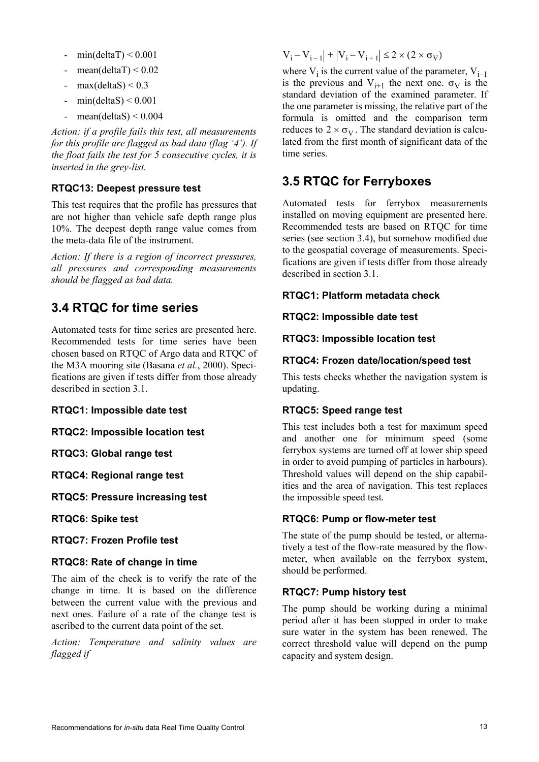- min(deltaT) < 0.001
- mean(deltaT) < 0.02
- max(deltaS) < 0.3
- min(deltaS) < 0.001
- mean(deltaS) < 0.004

*Action: if a profile fails this test, all measurements for this profile are flagged as bad data (flag '4'). If the float fails the test for 5 consecutive cycles, it is inserted in the grey-list.*

#### RTQC13: Deepest pressure test

This test requires that the profile has pressures that are not higher than vehicle safe depth range plus 10%. The deepest depth range value comes from the meta-data file of the instrument.

*Action: If there is a region of incorrect pressures, all pressures and corresponding measurements should be flagged as bad data.*

## 3.4 RTQC for time series

Automated tests for time series are presented here. Recommended tests for time series have been chosen based on RTQC of Argo data and RTQC of the M3A mooring site (Basana *et al.*, 2000). Specifications are given if tests differ from those already described in section 3.1.

#### RTQC1: Impossible date test

#### RTQC2: Impossible location test

#### RTQC3: Global range test

#### RTQC4: Regional range test

#### RTQC5: Pressure increasing test

#### RTQC6: Spike test

#### RTQC7: Frozen Profile test

#### RTQC8: Rate of change in time

The aim of the check is to verify the rate of the change in time. It is based on the difference between the current value with the previous and next ones. Failure of a rate of the change test is ascribed to the current data point of the set.

*Action: Temperature and salinity values are flagged if*

$$|V_i - V_{i-1}| + |V_i - V_{i+1}| \leq 2 \times (2 \times \sigma_V)$$

where $V_i$ is the current value of the parameter, $V_{i-1}$ is the previous and $V_{i+1}$ the next one. $\sigma_V$ is the standard deviation of the examined parameter. If the one parameter is missing, the relative part of the formula is omitted and the comparison term reduces to $2 \times \sigma_V$. The standard deviation is calculated from the first month of significant data of the time series.

## 3.5 RTQC for Ferryboxes

Automated tests for ferrybox measurements installed on moving equipment are presented here. Recommended tests are based on RTQC for time series (see section 3.4), but somehow modified due to the geospatial coverage of measurements. Specifications are given if tests differ from those already described in section 3.1.

#### RTQC1: Platform metadata check

#### RTQC2: Impossible date test

#### RTQC3: Impossible location test

#### RTQC4: Frozen date/location/speed test

This tests checks whether the navigation system is updating.

#### RTQC5: Speed range test

This test includes both a test for maximum speed and another one for minimum speed (some ferrybox systems are turned off at lower ship speed in order to avoid pumping of particles in harbours). Threshold values will depend on the ship capabilities and the area of navigation. This test replaces the impossible speed test.

#### RTQC6: Pump or flow-meter test

The state of the pump should be tested, or alternatively a test of the flow-rate measured by the flow-meter, when available on the ferrybox system, should be performed.

#### RTQC7: Pump history test

The pump should be working during a minimal period after it has been stopped in order to make sure water in the system has been renewed. The correct threshold value will depend on the pump capacity and system design.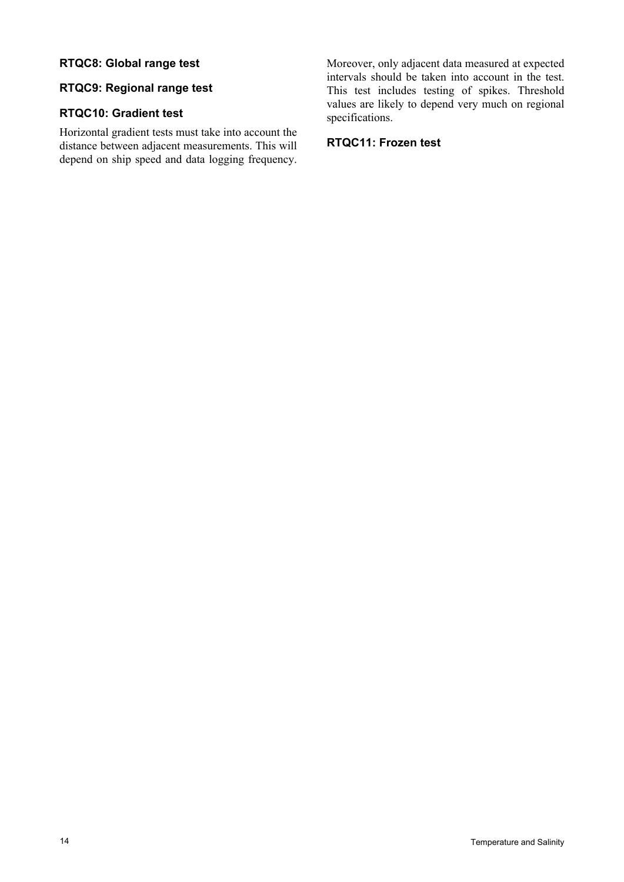### RTQC8: Global range test

### RTQC9: Regional range test

### RTQC10: Gradient test

Horizontal gradient tests must take into account the distance between adjacent measurements. This will depend on ship speed and data logging frequency. Moreover, only adjacent data measured at expected intervals should be taken into account in the test. This test includes testing of spikes. Threshold values are likely to depend very much on regional specifications.

### RTQC11: Frozen test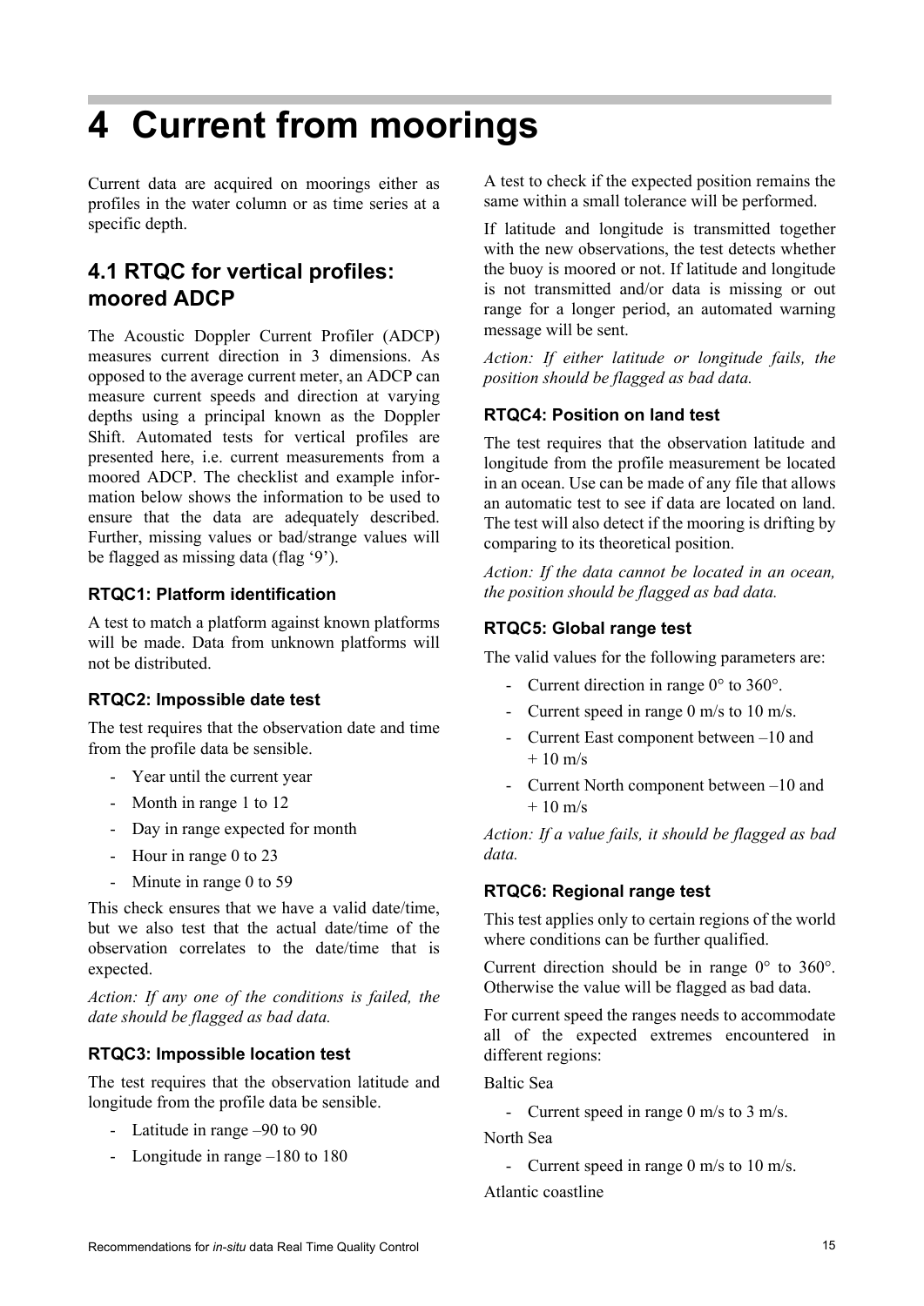# 4 Current from moorings

Current data are acquired on moorings either as profiles in the water column or as time series at a specific depth.

## 4.1 RTQC for vertical profiles: moored ADCP

The Acoustic Doppler Current Profiler (ADCP) measures current direction in 3 dimensions. As opposed to the average current meter, an ADCP can measure current speeds and direction at varying depths using a principal known as the Doppler Shift. Automated tests for vertical profiles are presented here, i.e. current measurements from a moored ADCP. The checklist and example information below shows the information to be used to ensure that the data are adequately described. Further, missing values or bad/strange values will be flagged as missing data (flag '9').

### RTQC1: Platform identification

A test to match a platform against known platforms will be made. Data from unknown platforms will not be distributed.

### RTQC2: Impossible date test

The test requires that the observation date and time from the profile data be sensible.

- Year until the current year
- Month in range 1 to 12
- Day in range expected for month
- Hour in range 0 to 23
- Minute in range 0 to 59

This check ensures that we have a valid date/time, but we also test that the actual date/time of the observation correlates to the date/time that is expected.

*Action: If any one of the conditions is failed, the date should be flagged as bad data.*

### RTQC3: Impossible location test

The test requires that the observation latitude and longitude from the profile data be sensible.

- Latitude in range –90 to 90
- Longitude in range –180 to 180

A test to check if the expected position remains the same within a small tolerance will be performed.

If latitude and longitude is transmitted together with the new observations, the test detects whether the buoy is moored or not. If latitude and longitude is not transmitted and/or data is missing or out range for a longer period, an automated warning message will be sent.

*Action: If either latitude or longitude fails, the position should be flagged as bad data.*

### RTQC4: Position on land test

The test requires that the observation latitude and longitude from the profile measurement be located in an ocean. Use can be made of any file that allows an automatic test to see if data are located on land. The test will also detect if the mooring is drifting by comparing to its theoretical position.

*Action: If the data cannot be located in an ocean, the position should be flagged as bad data.*

### RTQC5: Global range test

The valid values for the following parameters are:

- Current direction in range 0° to 360°.
- Current speed in range 0 m/s to 10 m/s.
- Current East component between –10 and + 10 m/s
- Current North component between –10 and + 10 m/s

*Action: If a value fails, it should be flagged as bad data.*

### RTQC6: Regional range test

This test applies only to certain regions of the world where conditions can be further qualified.

Current direction should be in range 0° to 360°. Otherwise the value will be flagged as bad data.

For current speed the ranges needs to accommodate all of the expected extremes encountered in different regions:

Baltic Sea

- Current speed in range 0 m/s to 3 m/s.

North Sea

- Current speed in range 0 m/s to 10 m/s.

Atlantic coastline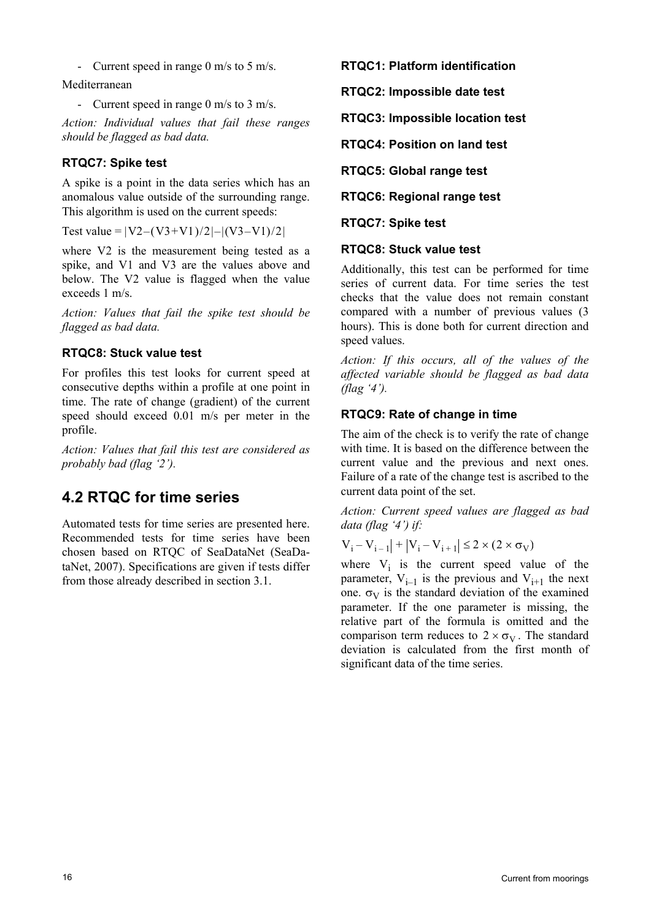- Current speed in range 0 m/s to 5 m/s.

Mediterranean

- Current speed in range 0 m/s to 3 m/s.

*Action: Individual values that fail these ranges should be flagged as bad data.*

### RTQC7: Spike test

A spike is a point in the data series which has an anomalous value outside of the surrounding range. This algorithm is used on the current speeds:

Test value = $|V2-(V3+V1)/2|-|(V3-V1)/2|$

where V2 is the measurement being tested as a spike, and V1 and V3 are the values above and below. The V2 value is flagged when the value exceeds 1 m/s.

*Action: Values that fail the spike test should be flagged as bad data.*

### RTQC8: Stuck value test

For profiles this test looks for current speed at consecutive depths within a profile at one point in time. The rate of change (gradient) of the current speed should exceed 0.01 m/s per meter in the profile.

*Action: Values that fail this test are considered as probably bad (flag '2').*

## 4.2 RTQC for time series

Automated tests for time series are presented here. Recommended tests for time series have been chosen based on RTQC of SeaDataNet (SeaDataNet, 2007). Specifications are given if tests differ from those already described in section 3.1.

### RTQC1: Platform identification

### RTQC2: Impossible date test

### RTQC3: Impossible location test

### RTQC4: Position on land test

### RTQC5: Global range test

### RTQC6: Regional range test

### RTQC7: Spike test

### RTQC8: Stuck value test

Additionally, this test can be performed for time series of current data. For time series the test checks that the value does not remain constant compared with a number of previous values (3 hours). This is done both for current direction and speed values.

*Action: If this occurs, all of the values of the affected variable should be flagged as bad data (flag '4').*

### RTQC9: Rate of change in time

The aim of the check is to verify the rate of change with time. It is based on the difference between the current value and the previous and next ones. Failure of a rate of the change test is ascribed to the current data point of the set.

*Action: Current speed values are flagged as bad data (flag '4') if:*

$$V_i - V_{i-1}| + |V_i - V_{i+1}| \leq 2 \times (2 \times \sigma_V)$$

where $V_i$ is the current speed value of the parameter, $V_{i-1}$ is the previous and $V_{i+1}$ the next one. $\sigma_V$ is the standard deviation of the examined parameter. If the one parameter is missing, the relative part of the formula is omitted and the comparison term reduces to $2 \times \sigma_V$. The standard deviation is calculated from the first month of significant data of the time series.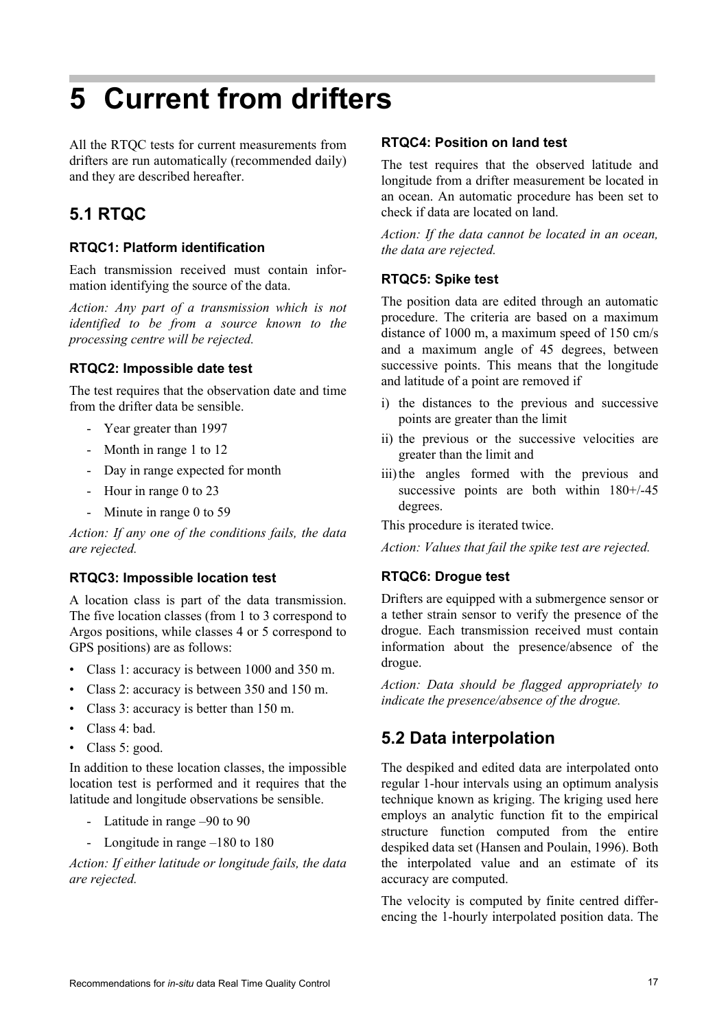# 5 Current from drifters

All the RTQC tests for current measurements from drifters are run automatically (recommended daily) and they are described hereafter.

## 5.1 RTQC

### RTQC1: Platform identification

Each transmission received must contain information identifying the source of the data.

*Action: Any part of a transmission which is not identified to be from a source known to the processing centre will be rejected.*

### RTQC2: Impossible date test

The test requires that the observation date and time from the drifter data be sensible.

- Year greater than 1997
- Month in range 1 to 12
- Day in range expected for month
- Hour in range 0 to 23
- Minute in range 0 to 59

*Action: If any one of the conditions fails, the data are rejected.*

### RTQC3: Impossible location test

A location class is part of the data transmission. The five location classes (from 1 to 3 correspond to Argos positions, while classes 4 or 5 correspond to GPS positions) are as follows:

- Class 1: accuracy is between 1000 and 350 m.
- Class 2: accuracy is between 350 and 150 m.
- Class 3: accuracy is better than 150 m.
- Class 4: bad.
- Class 5: good.

In addition to these location classes, the impossible location test is performed and it requires that the latitude and longitude observations be sensible.

- Latitude in range –90 to 90
- Longitude in range –180 to 180

*Action: If either latitude or longitude fails, the data are rejected.*

### RTQC4: Position on land test

The test requires that the observed latitude and longitude from a drifter measurement be located in an ocean. An automatic procedure has been set to check if data are located on land.

*Action: If the data cannot be located in an ocean, the data are rejected.*

### RTQC5: Spike test

The position data are edited through an automatic procedure. The criteria are based on a maximum distance of 1000 m, a maximum speed of 150 cm/s and a maximum angle of 45 degrees, between successive points. This means that the longitude and latitude of a point are removed if

i) the distances to the previous and successive points are greater than the limit

ii) the previous or the successive velocities are greater than the limit and

iii) the angles formed with the previous and successive points are both within 180+/-45 degrees.

This procedure is iterated twice.

*Action: Values that fail the spike test are rejected.*

### RTQC6: Drogue test

Drifters are equipped with a submergence sensor or a tether strain sensor to verify the presence of the drogue. Each transmission received must contain information about the presence/absence of the drogue.

*Action: Data should be flagged appropriately to indicate the presence/absence of the drogue.*

## 5.2 Data interpolation

The despiked and edited data are interpolated onto regular 1-hour intervals using an optimum analysis technique known as kriging. The kriging used here employs an analytic function fit to the empirical structure function computed from the entire despiked data set (Hansen and Poulain, 1996). Both the interpolated value and an estimate of its accuracy are computed.

The velocity is computed by finite centred differencing the 1-hourly interpolated position data. The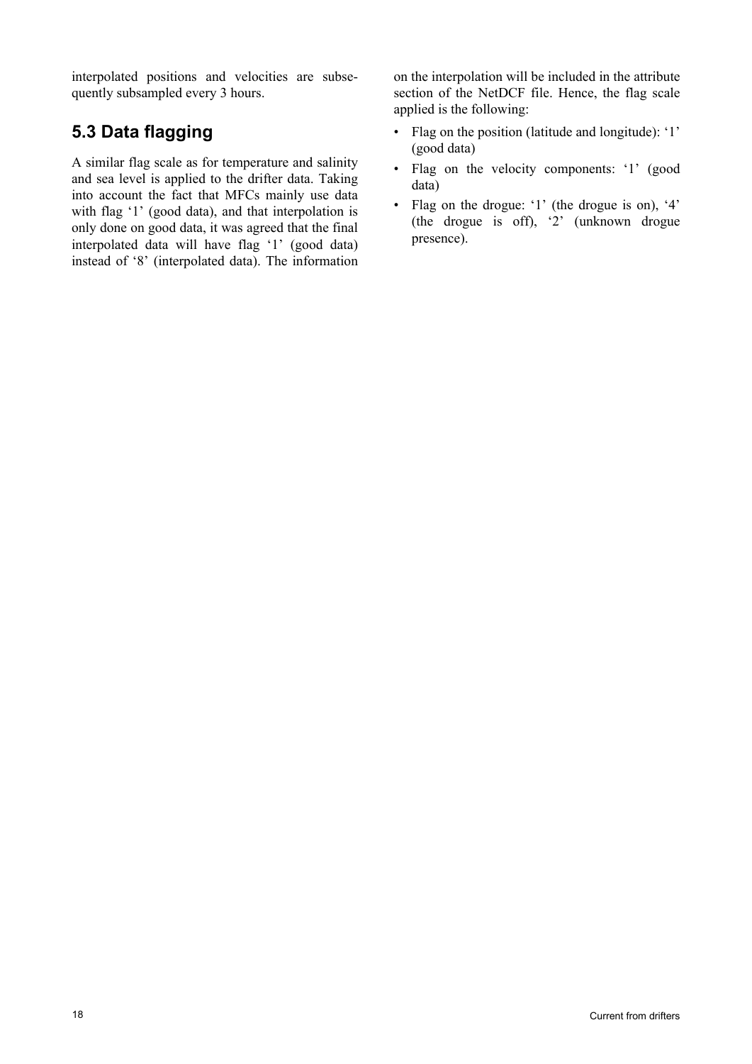interpolated positions and velocities are subsequently subsampled every 3 hours.

## 5.3 Data flagging

A similar flag scale as for temperature and salinity and sea level is applied to the drifter data. Taking into account the fact that MFCs mainly use data with flag '1' (good data), and that interpolation is only done on good data, it was agreed that the final interpolated data will have flag '1' (good data) instead of '8' (interpolated data). The information on the interpolation will be included in the attribute section of the NetDCF file. Hence, the flag scale applied is the following:

- Flag on the position (latitude and longitude): '1' (good data)
- Flag on the velocity components: '1' (good data)
- Flag on the drogue: '1' (the drogue is on), '4' (the drogue is off), '2' (unknown drogue presence).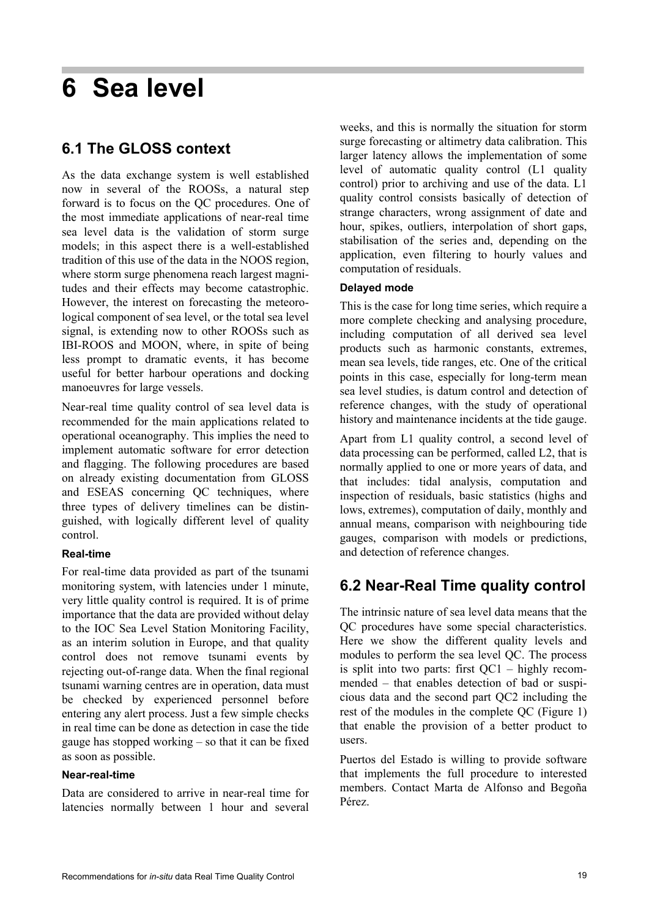# 6 Sea level

## 6.1 The GLOSS context

As the data exchange system is well established now in several of the ROOSs, a natural step forward is to focus on the QC procedures. One of the most immediate applications of near-real time sea level data is the validation of storm surge models; in this aspect there is a well-established tradition of this use of the data in the NOOS region, where storm surge phenomena reach largest magnitudes and their effects may become catastrophic. However, the interest on forecasting the meteorological component of sea level, or the total sea level signal, is extending now to other ROOSs such as IBI-ROOS and MOON, where, in spite of being less prompt to dramatic events, it has become useful for better harbour operations and docking manoeuvres for large vessels.

Near-real time quality control of sea level data is recommended for the main applications related to operational oceanography. This implies the need to implement automatic software for error detection and flagging. The following procedures are based on already existing documentation from GLOSS and ESEAS concerning QC techniques, where three types of delivery timelines can be distinguished, with logically different level of quality control.

#### Real-time

For real-time data provided as part of the tsunami monitoring system, with latencies under 1 minute, very little quality control is required. It is of prime importance that the data are provided without delay to the IOC Sea Level Station Monitoring Facility, as an interim solution in Europe, and that quality control does not remove tsunami events by rejecting out-of-range data. When the final regional tsunami warning centres are in operation, data must be checked by experienced personnel before entering any alert process. Just a few simple checks in real time can be done as detection in case the tide gauge has stopped working – so that it can be fixed as soon as possible.

#### Near-real-time

Data are considered to arrive in near-real time for latencies normally between 1 hour and several weeks, and this is normally the situation for storm surge forecasting or altimetry data calibration. This larger latency allows the implementation of some level of automatic quality control (L1 quality control) prior to archiving and use of the data. L1 quality control consists basically of detection of strange characters, wrong assignment of date and hour, spikes, outliers, interpolation of short gaps, stabilisation of the series and, depending on the application, even filtering to hourly values and computation of residuals.

#### Delayed mode

This is the case for long time series, which require a more complete checking and analysing procedure, including computation of all derived sea level products such as harmonic constants, extremes, mean sea levels, tide ranges, etc. One of the critical points in this case, especially for long-term mean sea level studies, is datum control and detection of reference changes, with the study of operational history and maintenance incidents at the tide gauge.

Apart from L1 quality control, a second level of data processing can be performed, called L2, that is normally applied to one or more years of data, and that includes: tidal analysis, computation and inspection of residuals, basic statistics (highs and lows, extremes), computation of daily, monthly and annual means, comparison with neighbouring tide gauges, comparison with models or predictions, and detection of reference changes.

## 6.2 Near-Real Time quality control

The intrinsic nature of sea level data means that the QC procedures have some special characteristics. Here we show the different quality levels and modules to perform the sea level QC. The process is split into two parts: first QC1 – highly recommended – that enables detection of bad or suspicious data and the second part QC2 including the rest of the modules in the complete QC (Figure 1) that enable the provision of a better product to users.

Puertos del Estado is willing to provide software that implements the full procedure to interested members. Contact Marta de Alfonso and Begoña Pérez.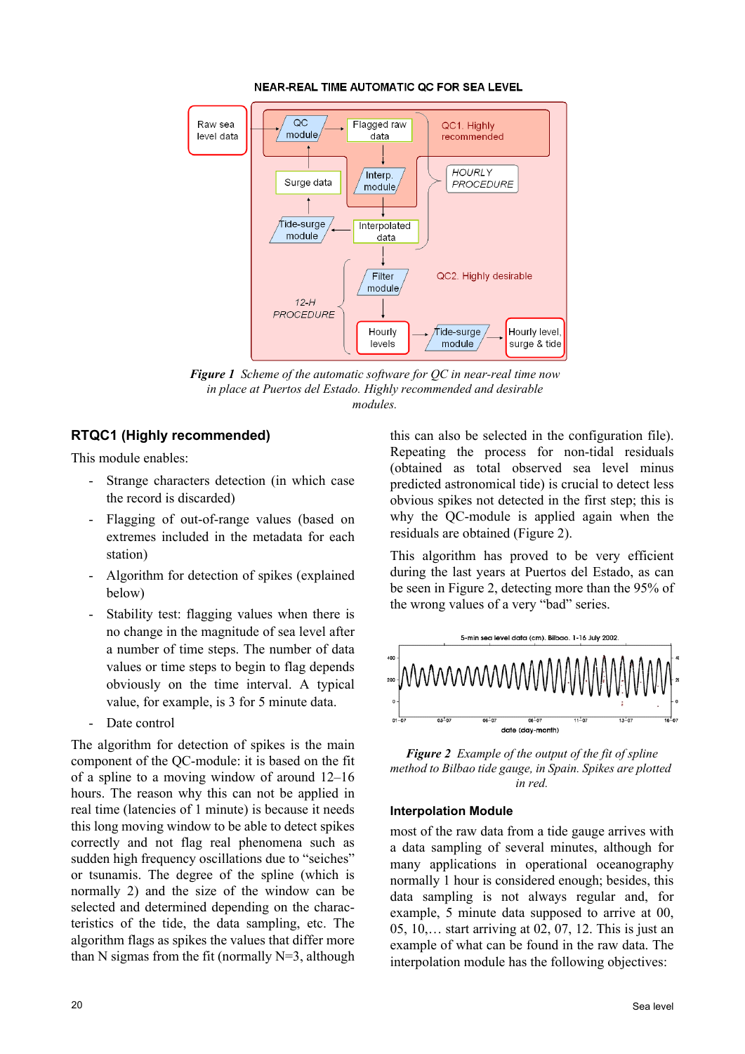**Figure 1** *Scheme of the automatic software for QC in near-real time now in place at Puertos del Estado. Highly recommended and desirable modules.*

### RTQC1 (Highly recommended)

This module enables:

- Strange characters detection (in which case the record is discarded)
- Flagging of out-of-range values (based on extremes included in the metadata for each station)
- Algorithm for detection of spikes (explained below)
- Stability test: flagging values when there is no change in the magnitude of sea level after a number of time steps. The number of data values or time steps to begin to flag depends obviously on the time interval. A typical value, for example, is 3 for 5 minute data.
- Date control

The algorithm for detection of spikes is the main component of the QC-module: it is based on the fit of a spline to a moving window of around 12–16 hours. The reason why this can not be applied in real time (latencies of 1 minute) is because it needs this long moving window to be able to detect spikes correctly and not flag real phenomena such as sudden high frequency oscillations due to "seiches" or tsunamis. The degree of the spline (which is normally 2) and the size of the window can be selected and determined depending on the characteristics of the tide, the data sampling, etc. The algorithm flags as spikes the values that differ more than N sigmas from the fit (normally N=3, although this can also be selected in the configuration file). Repeating the process for non-tidal residuals (obtained as total observed sea level minus predicted astronomical tide) is crucial to detect less obvious spikes not detected in the first step; this is why the QC-module is applied again when the residuals are obtained (Figure 2).

This algorithm has proved to be very efficient during the last years at Puertos del Estado, as can be seen in Figure 2, detecting more than the 95% of the wrong values of a very "bad" series.

**Figure 2** *Example of the output of the fit of spline method to Bilbao tide gauge, in Spain. Spikes are plotted in red.*

### Interpolation Module

most of the raw data from a tide gauge arrives with a data sampling of several minutes, although for many applications in operational oceanography normally 1 hour is considered enough; besides, this data sampling is not always regular and, for example, 5 minute data supposed to arrive at 00, 05, 10,… start arriving at 02, 07, 12. This is just an example of what can be found in the raw data. The interpolation module has the following objectives: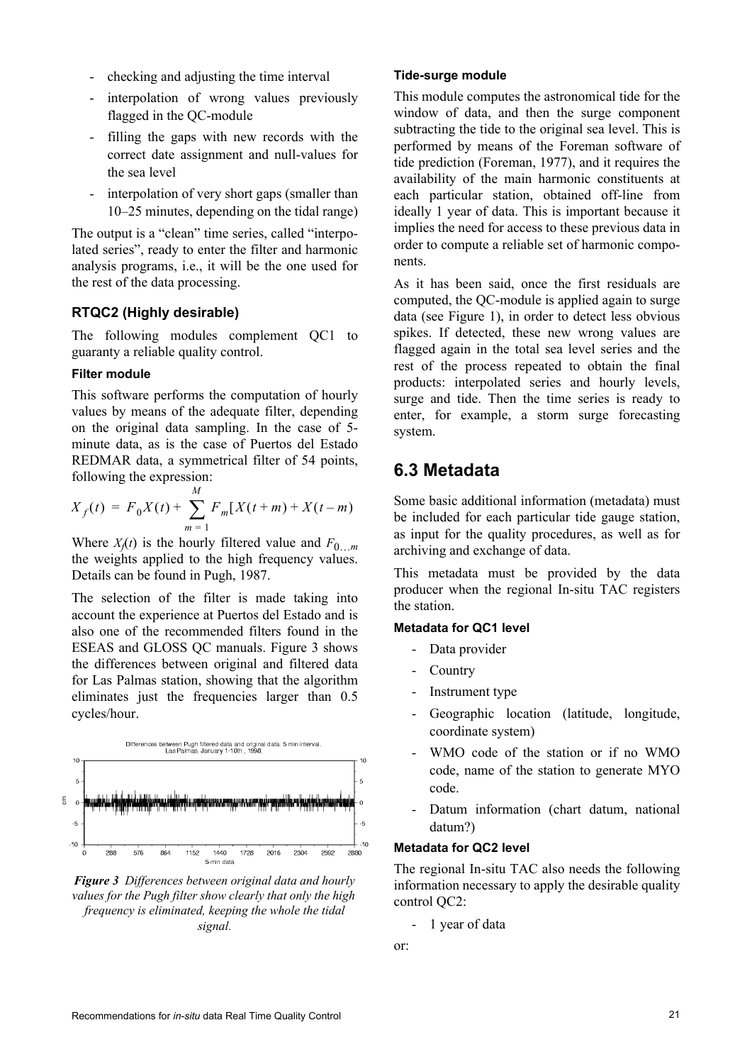- checking and adjusting the time interval
- interpolation of wrong values previously flagged in the QC-module
- filling the gaps with new records with the correct date assignment and null-values for the sea level
- interpolation of very short gaps (smaller than 10–25 minutes, depending on the tidal range)

The output is a "clean" time series, called "interpolated series", ready to enter the filter and harmonic analysis programs, i.e., it will be the one used for the rest of the data processing.

### RTQC2 (Highly desirable)

The following modules complement QC1 to guaranty a reliable quality control.

#### Filter module

This software performs the computation of hourly values by means of the adequate filter, depending on the original data sampling. In the case of 5-minute data, as is the case of Puertos del Estado REDMAR data, a symmetrical filter of 54 points, following the expression:

$$X_f(t) = F_0 X(t) + \sum_{m=1}^{M} F_m [X(t+m) + X(t-m)]$$

Where $X_f(t)$ is the hourly filtered value and $F_{0\ldots m}$ the weights applied to the high frequency values. Details can be found in Pugh, 1987.

The selection of the filter is made taking into account the experience at Puertos del Estado and is also one of the recommended filters found in the ESEAS and GLOSS QC manuals. Figure 3 shows the differences between original and filtered data for Las Palmas station, showing that the algorithm eliminates just the frequencies larger than 0.5 cycles/hour.

*Figure 3 Differences between original data and hourly values for the Pugh filter show clearly that only the high frequency is eliminated, keeping the whole the tidal signal.*

#### Tide-surge module

This module computes the astronomical tide for the window of data, and then the surge component subtracting the tide to the original sea level. This is performed by means of the Foreman software of tide prediction (Foreman, 1977), and it requires the availability of the main harmonic constituents at each particular station, obtained off-line from ideally 1 year of data. This is important because it implies the need for access to these previous data in order to compute a reliable set of harmonic components.

As it has been said, once the first residuals are computed, the QC-module is applied again to surge data (see Figure 1), in order to detect less obvious spikes. If detected, these new wrong values are flagged again in the total sea level series and the rest of the process repeated to obtain the final products: interpolated series and hourly levels, surge and tide. Then the time series is ready to enter, for example, a storm surge forecasting system.

## 6.3 Metadata

Some basic additional information (metadata) must be included for each particular tide gauge station, as input for the quality procedures, as well as for archiving and exchange of data.

This metadata must be provided by the data producer when the regional In-situ TAC registers the station.

#### Metadata for QC1 level

- Data provider
- Country
- Instrument type
- Geographic location (latitude, longitude, coordinate system)
- WMO code of the station or if no WMO code, name of the station to generate MYO code.
- Datum information (chart datum, national datum?)

#### Metadata for QC2 level

The regional In-situ TAC also needs the following information necessary to apply the desirable quality control QC2:

- 1 year of data

or: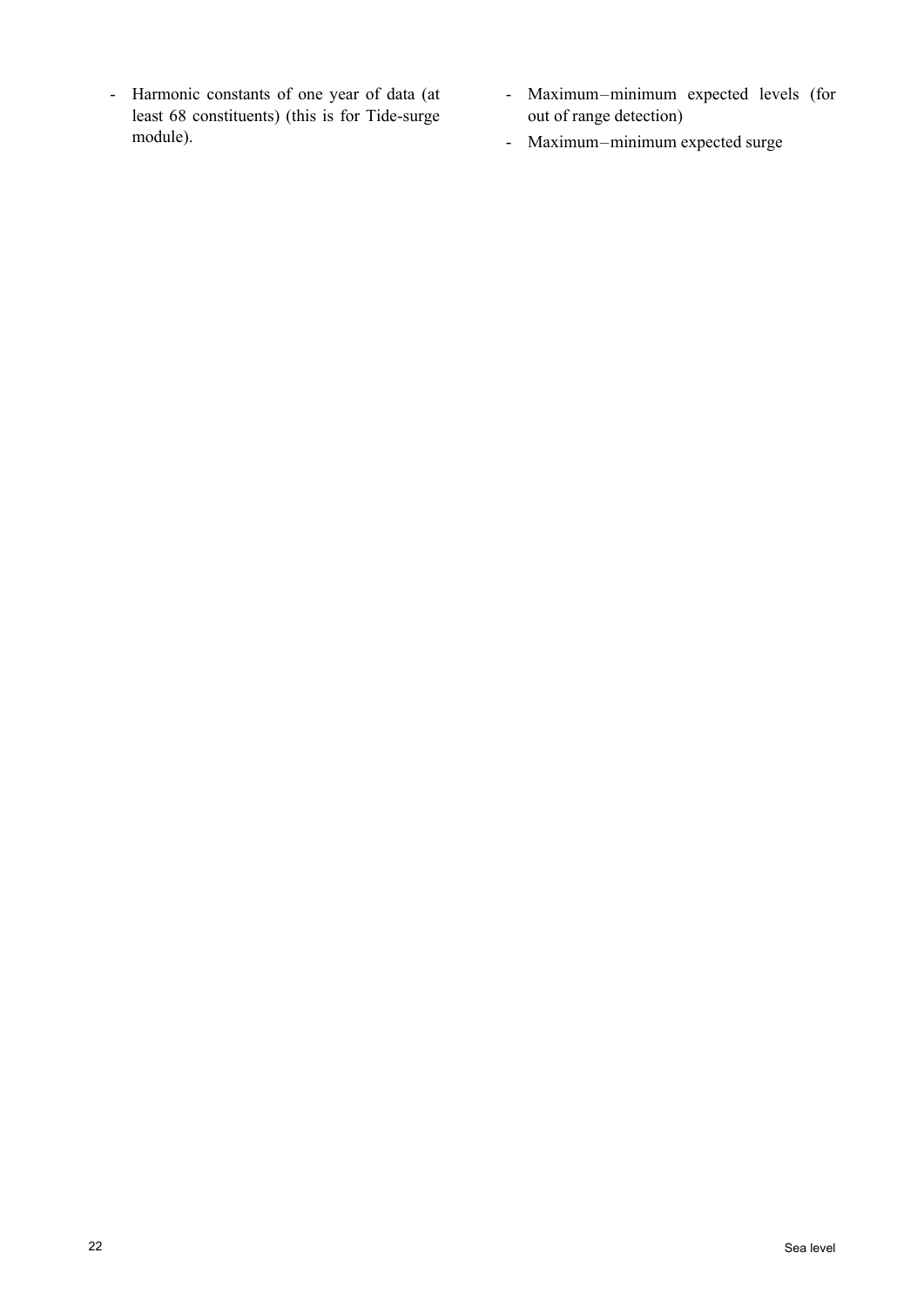- Harmonic constants of one year of data (at least 68 constituents) (this is for Tide-surge module).
- Maximum–minimum expected levels (for out of range detection)
- Maximum–minimum expected surge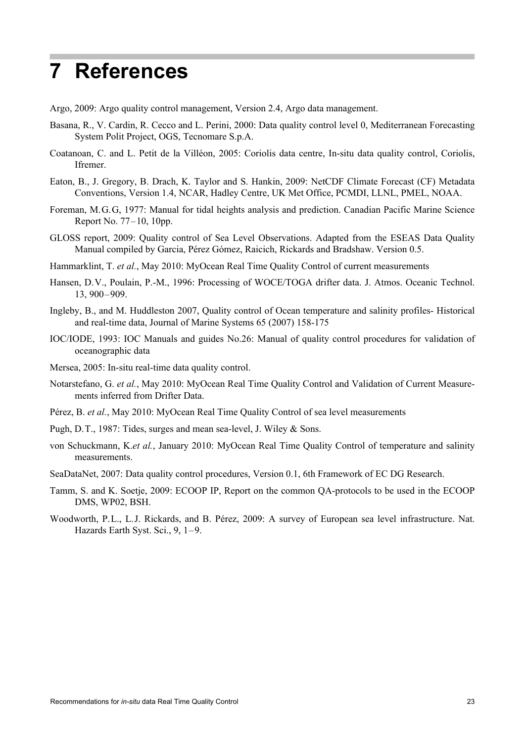# 7 References

Argo, 2009: Argo quality control management, Version 2.4, Argo data management.

Basana, R., V. Cardin, R. Cecco and L. Perini, 2000: Data quality control level 0, Mediterranean Forecasting System Polit Project, OGS, Tecnomare S.p.A.

Coatanoan, C. and L. Petit de la Villéon, 2005: Coriolis data centre, In-situ data quality control, Coriolis, Ifremer.

Eaton, B., J. Gregory, B. Drach, K. Taylor and S. Hankin, 2009: NetCDF Climate Forecast (CF) Metadata Conventions, Version 1.4, NCAR, Hadley Centre, UK Met Office, PCMDI, LLNL, PMEL, NOAA.

Foreman, M.G.G, 1977: Manual for tidal heights analysis and prediction. Canadian Pacific Marine Science Report No. 77–10, 10pp.

GLOSS report, 2009: Quality control of Sea Level Observations. Adapted from the ESEAS Data Quality Manual compiled by Garcia, Pérez Gómez, Raicich, Rickards and Bradshaw. Version 0.5.

Hammarklint, T. *et al.*, May 2010: MyOcean Real Time Quality Control of current measurements

Hansen, D.V., Poulain, P.-M., 1996: Processing of WOCE/TOGA drifter data. J. Atmos. Oceanic Technol. 13, 900–909.

Ingleby, B., and M. Huddleston 2007, Quality control of Ocean temperature and salinity profiles- Historical and real-time data, Journal of Marine Systems 65 (2007) 158-175

IOC/IODE, 1993: IOC Manuals and guides No.26: Manual of quality control procedures for validation of oceanographic data

Mersea, 2005: In-situ real-time data quality control.

Notarstefano, G. *et al.*, May 2010: MyOcean Real Time Quality Control and Validation of Current Measurements inferred from Drifter Data.

Pérez, B. *et al.*, May 2010: MyOcean Real Time Quality Control of sea level measurements

Pugh, D.T., 1987: Tides, surges and mean sea-level, J. Wiley & Sons.

von Schuckmann, K.*et al.*, January 2010: MyOcean Real Time Quality Control of temperature and salinity measurements.

SeaDataNet, 2007: Data quality control procedures, Version 0.1, 6th Framework of EC DG Research.

Tamm, S. and K. Soetje, 2009: ECOOP IP, Report on the common QA-protocols to be used in the ECOOP DMS, WP02, BSH.

Woodworth, P.L., L.J. Rickards, and B. Pérez, 2009: A survey of European sea level infrastructure. Nat. Hazards Earth Syst. Sci., 9, 1–9.